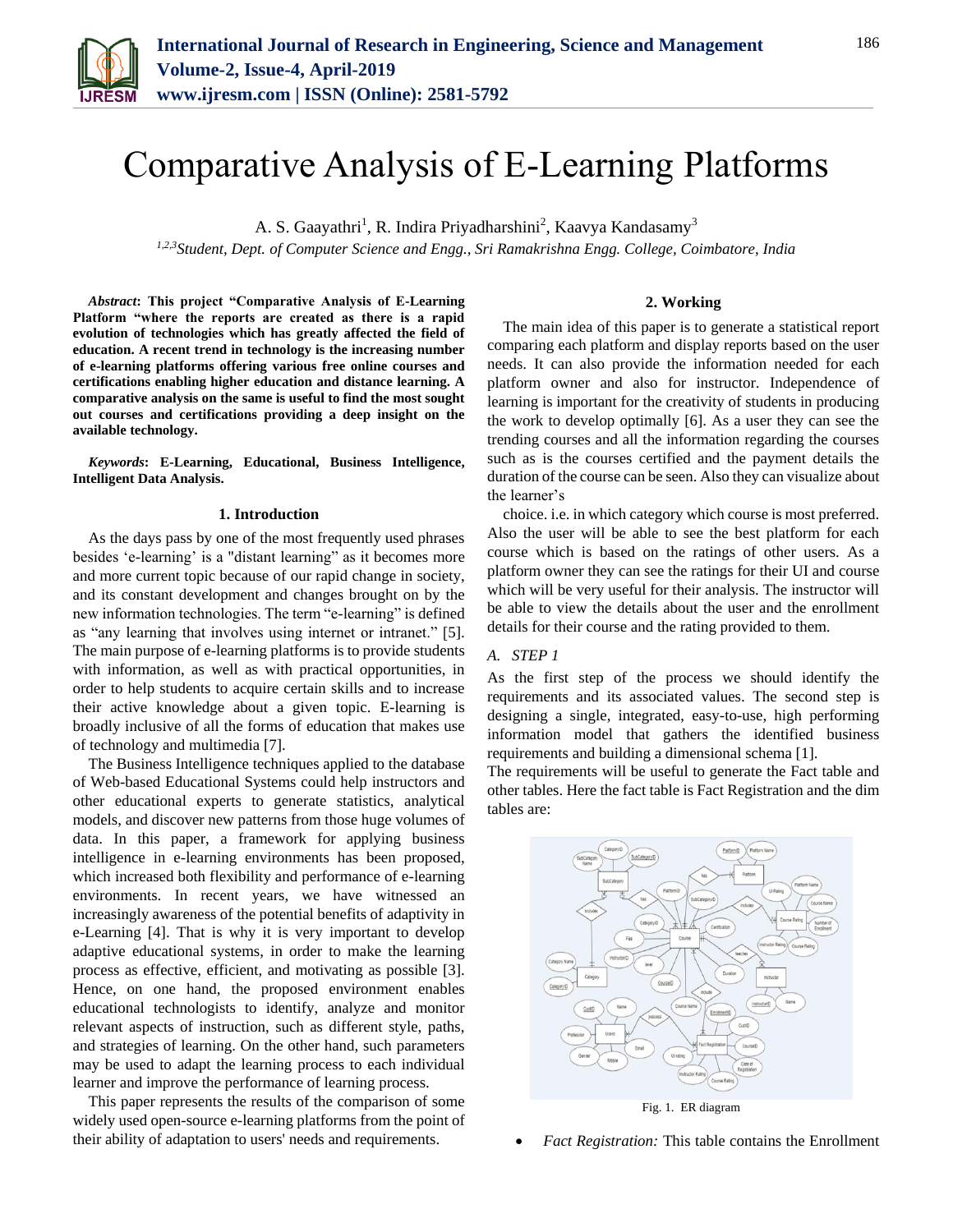# Comparative Analysis of E-Learning Platforms

A. S. Gaayathri[1], R. Indira Priyadharshini[2], Kaavya Kandasamy[3]

[1,2,3]*Student, Dept. of Computer Science and Engg., Sri Ramakrishna Engg. College, Coimbatore, India*

***Abstract*: This project "Comparative Analysis of E-Learning Platform "where the reports are created as there is a rapid evolution of technologies which has greatly affected the field of education. A recent trend in technology is the increasing number of e-learning platforms offering various free online courses and certifications enabling higher education and distance learning. A comparative analysis on the same is useful to find the most sought out courses and certifications providing a deep insight on the available technology.**

***Keywords*: E-Learning, Educational, Business Intelligence, Intelligent Data Analysis.**

## 1. Introduction

As the days pass by one of the most frequently used phrases besides 'e-learning' is a "distant learning" as it becomes more and more current topic because of our rapid change in society, and its constant development and changes brought on by the new information technologies. The term "e-learning" is defined as "any learning that involves using internet or intranet." [5]. The main purpose of e-learning platforms is to provide students with information, as well as with practical opportunities, in order to help students to acquire certain skills and to increase their active knowledge about a given topic. E-learning is broadly inclusive of all the forms of education that makes use of technology and multimedia [7].

The Business Intelligence techniques applied to the database of Web-based Educational Systems could help instructors and other educational experts to generate statistics, analytical models, and discover new patterns from those huge volumes of data. In this paper, a framework for applying business intelligence in e-learning environments has been proposed, which increased both flexibility and performance of e-learning environments. In recent years, we have witnessed an increasingly awareness of the potential benefits of adaptivity in e-Learning [4]. That is why it is very important to develop adaptive educational systems, in order to make the learning process as effective, efficient, and motivating as possible [3]. Hence, on one hand, the proposed environment enables educational technologists to identify, analyze and monitor relevant aspects of instruction, such as different style, paths, and strategies of learning. On the other hand, such parameters may be used to adapt the learning process to each individual learner and improve the performance of learning process.

This paper represents the results of the comparison of some widely used open-source e-learning platforms from the point of their ability of adaptation to users' needs and requirements.

## 2. Working

The main idea of this paper is to generate a statistical report comparing each platform and display reports based on the user needs. It can also provide the information needed for each platform owner and also for instructor. Independence of learning is important for the creativity of students in producing the work to develop optimally [6]. As a user they can see the trending courses and all the information regarding the courses such as is the courses certified and the payment details the duration of the course can be seen. Also they can visualize about the learner's

choice. i.e. in which category which course is most preferred. Also the user will be able to see the best platform for each course which is based on the ratings of other users. As a platform owner they can see the ratings for their UI and course which will be very useful for their analysis. The instructor will be able to view the details about the user and the enrollment details for their course and the rating provided to them.

### *A. STEP 1*

As the first step of the process we should identify the requirements and its associated values. The second step is designing a single, integrated, easy-to-use, high performing information model that gathers the identified business requirements and building a dimensional schema [1].

The requirements will be useful to generate the Fact table and other tables. Here the fact table is Fact Registration and the dim tables are:

Fig. 1. ER diagram

- *Fact Registration:* This table contains the Enrollment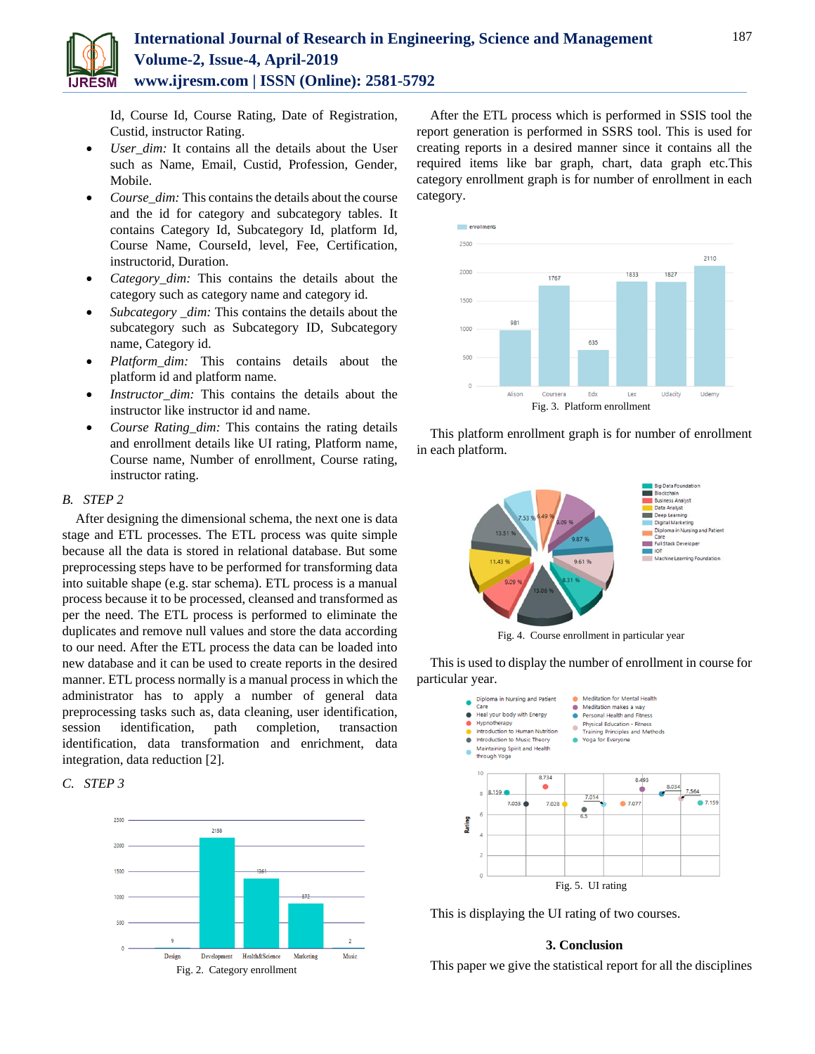Id, Course Id, Course Rating, Date of Registration, Custid, instructor Rating.

- *User_dim:* It contains all the details about the User such as Name, Email, Custid, Profession, Gender, Mobile.
- *Course_dim:* This contains the details about the course and the id for category and subcategory tables. It contains Category Id, Subcategory Id, platform Id, Course Name, CourseId, level, Fee, Certification, instructorid, Duration.
- *Category_dim:* This contains the details about the category such as category name and category id.
- *Subcategory _dim:* This contains the details about the subcategory such as Subcategory ID, Subcategory name, Category id.
- *Platform_dim:* This contains details about the platform id and platform name.
- *Instructor_dim:* This contains the details about the instructor like instructor id and name.
- *Course Rating_dim:* This contains the rating details and enrollment details like UI rating, Platform name, Course name, Number of enrollment, Course rating, instructor rating.

### B. STEP 2

After designing the dimensional schema, the next one is data stage and ETL processes. The ETL process was quite simple because all the data is stored in relational database. But some preprocessing steps have to be performed for transforming data into suitable shape (e.g. star schema). ETL process is a manual process because it to be processed, cleansed and transformed as per the need. The ETL process is performed to eliminate the duplicates and remove null values and store the data according to our need. After the ETL process the data can be loaded into new database and it can be used to create reports in the desired manner. ETL process normally is a manual process in which the administrator has to apply a number of general data preprocessing tasks such as, data cleaning, user identification, session identification, path completion, transaction identification, data transformation and enrichment, data integration, data reduction [2].

### C. STEP 3

2500
2000
1500
1000
500
0
9
2158
1361
872
2
Design
Development
Health&Science
Marketing
Music

Fig. 2. Category enrollment

After the ETL process which is performed in SSIS tool the report generation is performed in SSRS tool. This is used for creating reports in a desired manner since it contains all the required items like bar graph, chart, data graph etc.This category enrollment graph is for number of enrollment in each category.

enrollments
2500
2000
1500
1000
500
0
981
1767
635
1833
1827
2110
Alison
Coursera
Edx
Lex
Udacity
Udemy

Fig. 3. Platform enrollment

This platform enrollment graph is for number of enrollment in each platform.

Big Data Foundation
Blockchain
Business Analyst
Data Analyst
Deep Learning
Digital Marketing
Diploma in Nursing and Patient Care
Full Stack Developer
IOT
Machine Learning Foundation
7.53 %
6.49 %
9.09 %
9.87 %
9.61 %
8.31 %
15.06 %
9.09 %
11.43 %
13.51 %

Fig. 4. Course enrollment in particular year

This is used to display the number of enrollment in course for particular year.

Diploma in Nursing and Patient Care
Heal your body with Energy
Hypnotherapy
Introduction to Human Nutrition
Introduction to Music Theory
Maintaining Spirit and Health through Yoga
Meditation for Mental Health
Meditation makes a way
Personal Health and Fitness
Physical Education - Fitness Training Principles and Methods
Yoga for Everyone
Rating
10
8
6
4
2
0
8.159
7.053
8.734
7.028
7.014
6.5
7.077
8.493
8.034
7.564
7.159

Fig. 5. UI rating

This is displaying the UI rating of two courses.

## 3. Conclusion

This paper we give the statistical report for all the disciplines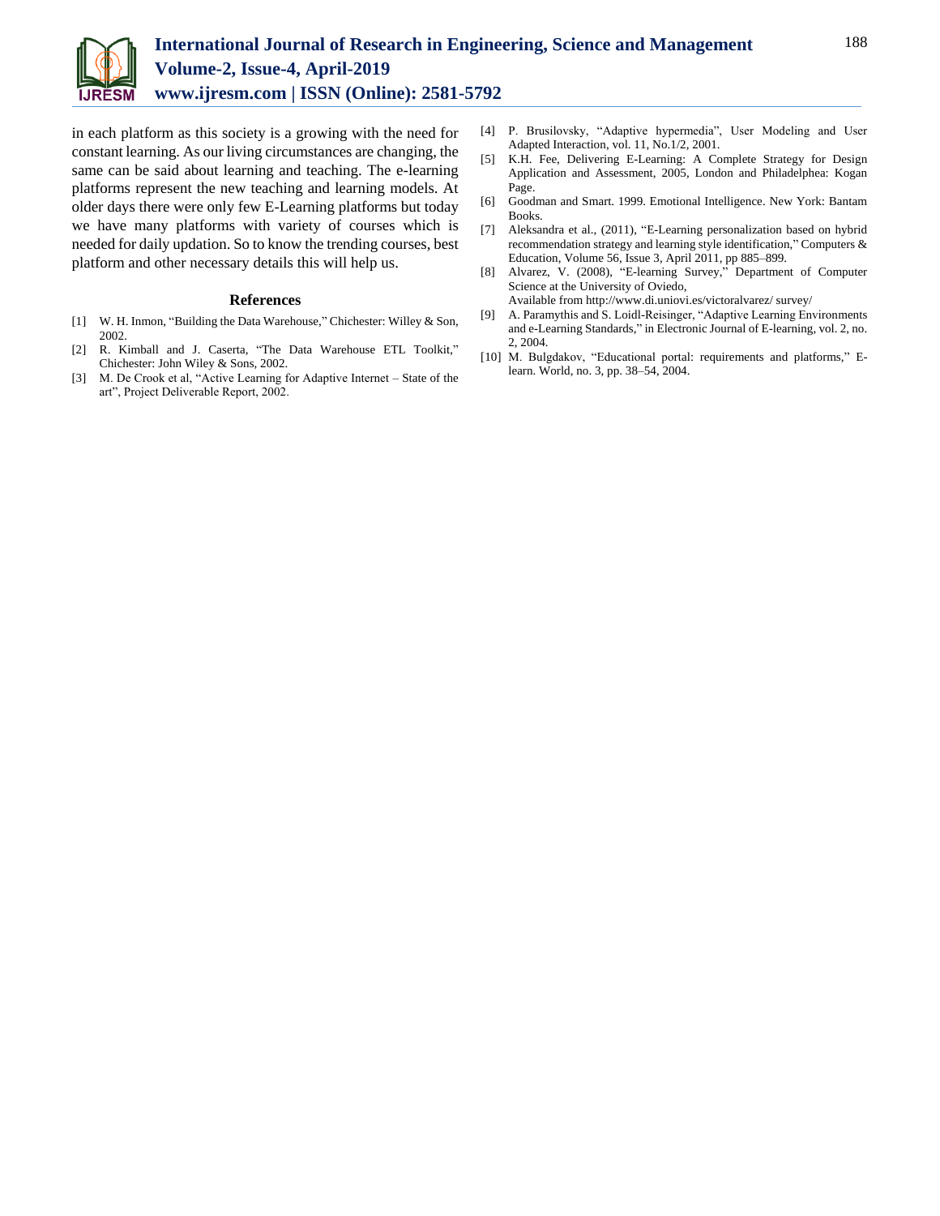in each platform as this society is a growing with the need for constant learning. As our living circumstances are changing, the same can be said about learning and teaching. The e-learning platforms represent the new teaching and learning models. At older days there were only few E-Learning platforms but today we have many platforms with variety of courses which is needed for daily updation. So to know the trending courses, best platform and other necessary details this will help us.

## References

[1] W. H. Inmon, "Building the Data Warehouse," Chichester: Willey & Son, 2002.

[2] R. Kimball and J. Caserta, "The Data Warehouse ETL Toolkit," Chichester: John Wiley & Sons, 2002.

[3] M. De Crook et al, "Active Learning for Adaptive Internet – State of the art", Project Deliverable Report, 2002.

[4] P. Brusilovsky, "Adaptive hypermedia", User Modeling and User Adapted Interaction, vol. 11, No.1/2, 2001.

[5] K.H. Fee, Delivering E-Learning: A Complete Strategy for Design Application and Assessment, 2005, London and Philadelphea: Kogan Page.

[6] Goodman and Smart. 1999. Emotional Intelligence. New York: Bantam Books.

[7] Aleksandra et al., (2011), "E-Learning personalization based on hybrid recommendation strategy and learning style identification," Computers & Education, Volume 56, Issue 3, April 2011, pp 885–899.

[8] Alvarez, V. (2008), "E-learning Survey," Department of Computer Science at the University of Oviedo, Available from http://www.di.uniovi.es/victoralvarez/ survey/

[9] A. Paramythis and S. Loidl-Reisinger, "Adaptive Learning Environments and e-Learning Standards," in Electronic Journal of E-learning, vol. 2, no. 2, 2004.

[10] M. Bulgdakov, "Educational portal: requirements and platforms," E-learn. World, no. 3, pp. 38–54, 2004.